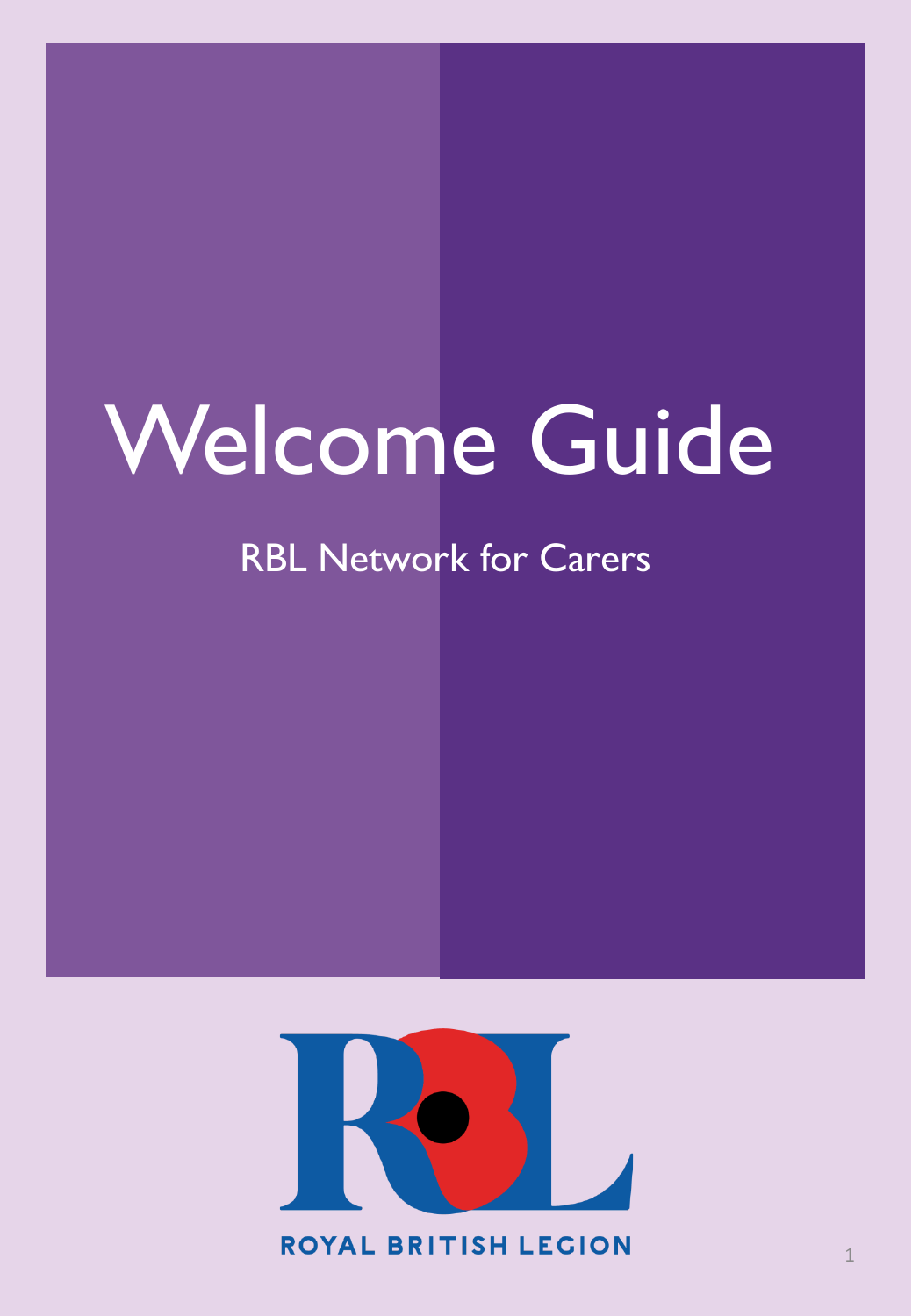# Welcome Guide

## RBL Network for Carers

ROYAL BRITISH LEGION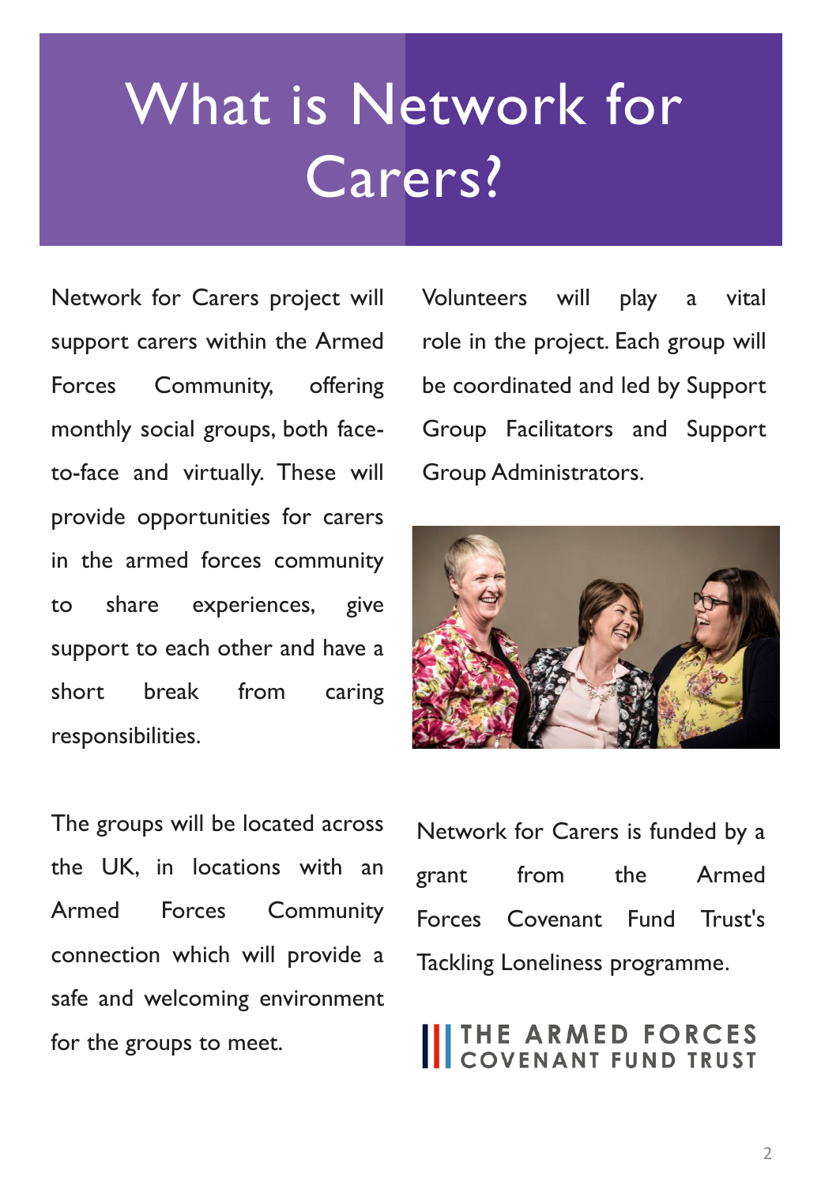# What is Network for Carers?

Network for Carers project will support carers within the Armed Forces Community, offering monthly social groups, both face-to-face and virtually. These will provide opportunities for carers in the armed forces community to share experiences, give support to each other and have a short break from caring responsibilities.

Volunteers will play a vital role in the project. Each group will be coordinated and led by Support Group Facilitators and Support Group Administrators.

The groups will be located across the UK, in locations with an Armed Forces Community connection which will provide a safe and welcoming environment for the groups to meet.

Network for Carers is funded by a grant from the Armed Forces Covenant Fund Trust's Tackling Loneliness programme.

THE ARMED FORCES COVENANT FUND TRUST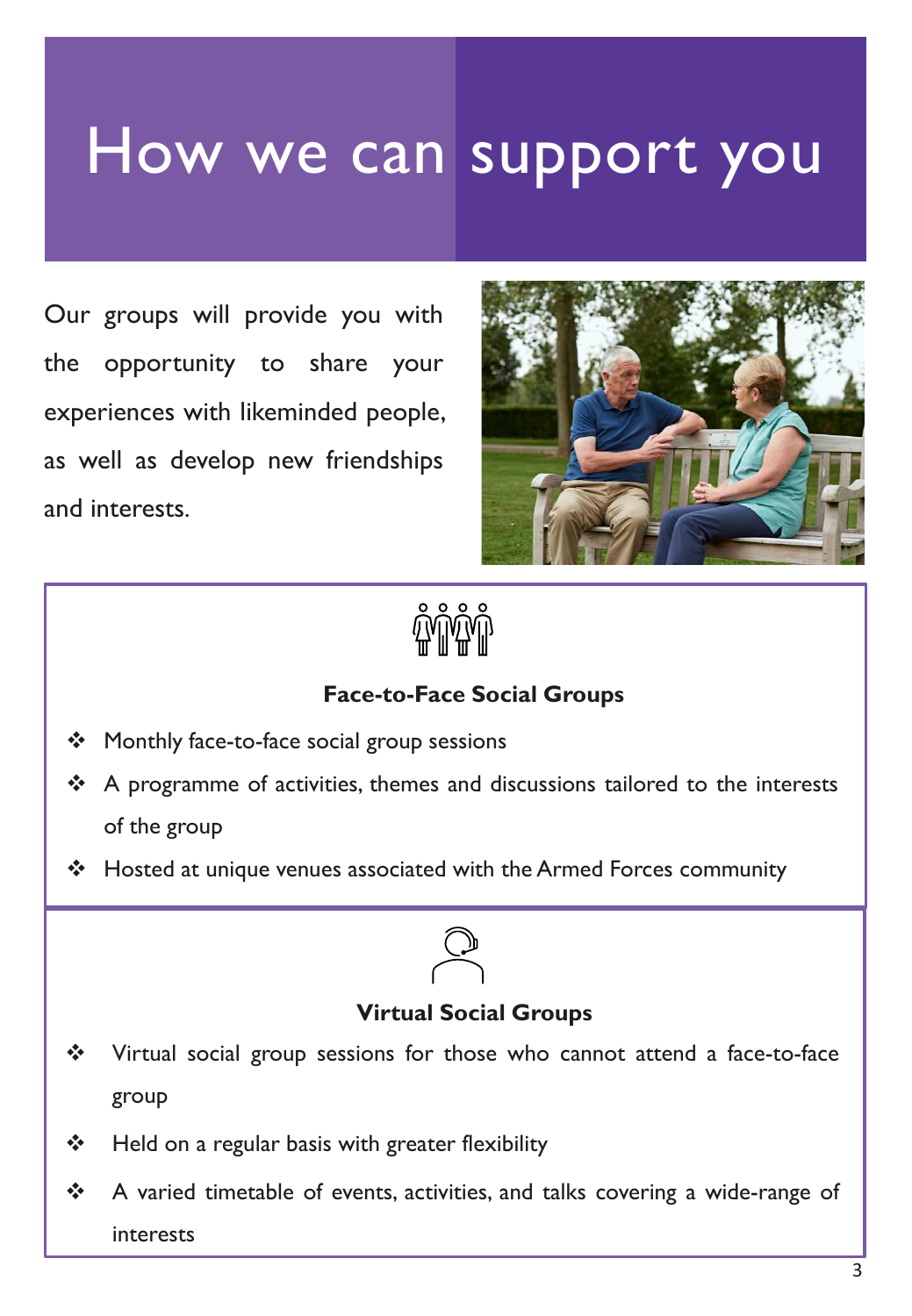# How we can support you

Our groups will provide you with the opportunity to share your experiences with likeminded people, as well as develop new friendships and interests.

### Face-to-Face Social Groups

- Monthly face-to-face social group sessions
- A programme of activities, themes and discussions tailored to the interests of the group
- Hosted at unique venues associated with the Armed Forces community

### Virtual Social Groups

- Virtual social group sessions for those who cannot attend a face-to-face group
- Held on a regular basis with greater flexibility
- A varied timetable of events, activities, and talks covering a wide-range of interests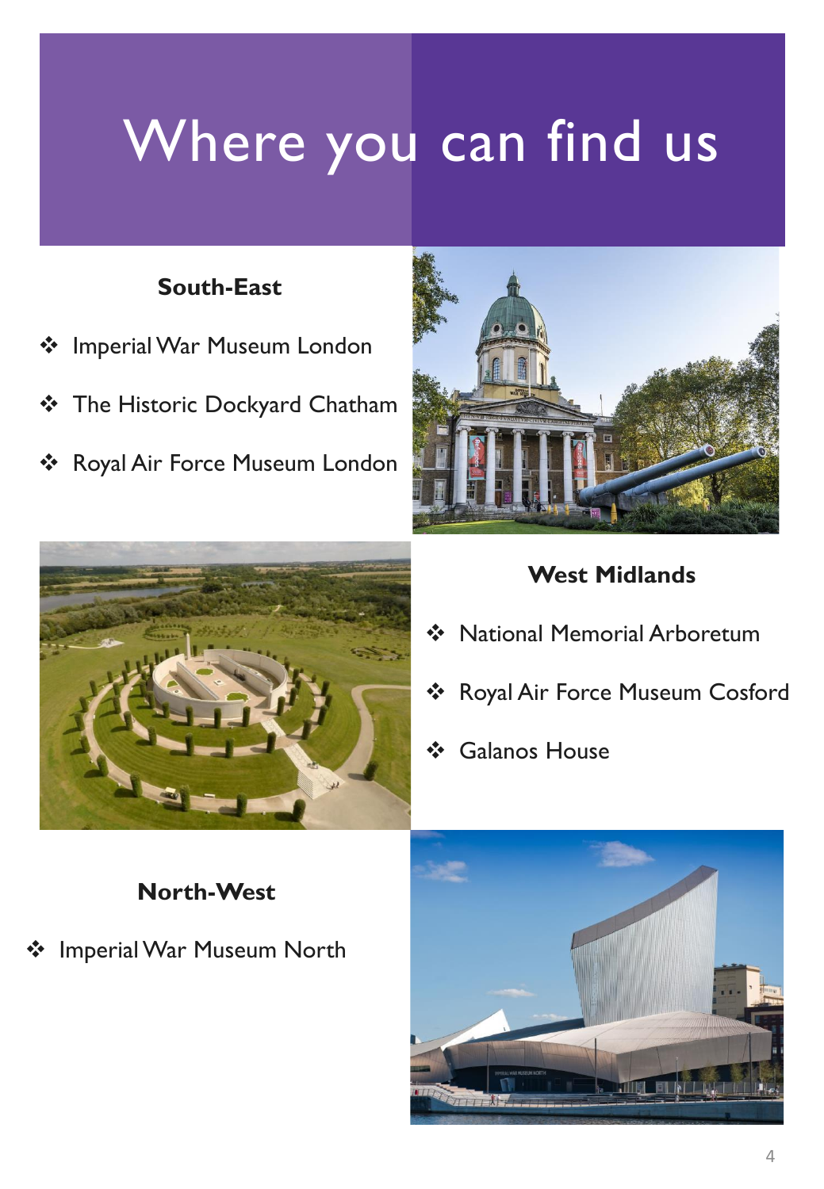# Where you can find us

### South-East

- Imperial War Museum London
- The Historic Dockyard Chatham
- Royal Air Force Museum London

### West Midlands

- National Memorial Arboretum
- Royal Air Force Museum Cosford
- Galanos House

### North-West

- Imperial War Museum North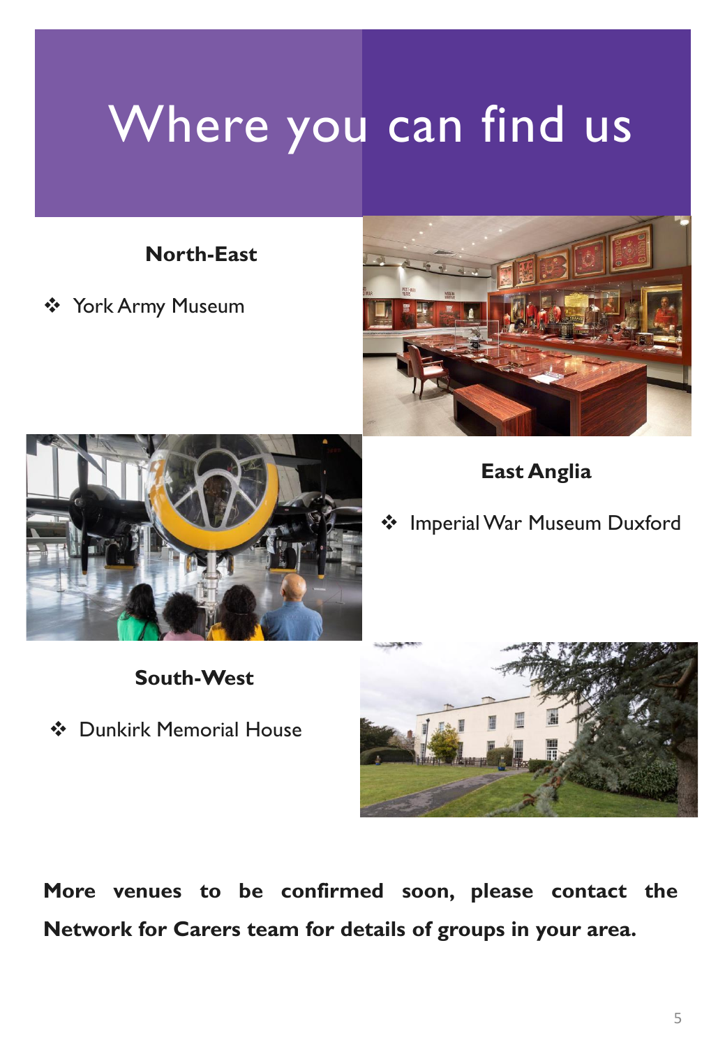# Where you can find us

### North-East

- York Army Museum

### East Anglia

- Imperial War Museum Duxford

### South-West

- Dunkirk Memorial House

**More venues to be confirmed soon, please contact the Network for Carers team for details of groups in your area.**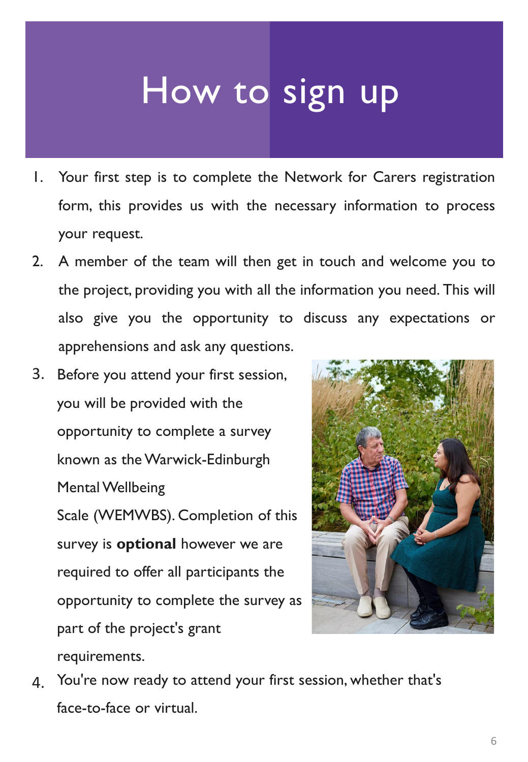# How to sign up

1. Your first step is to complete the Network for Carers registration form, this provides us with the necessary information to process your request.
2. A member of the team will then get in touch and welcome you to the project, providing you with all the information you need. This will also give you the opportunity to discuss any expectations or apprehensions and ask any questions.
3. Before you attend your first session, you will be provided with the opportunity to complete a survey known as the Warwick-Edinburgh Mental Wellbeing Scale (WEMWBS). Completion of this survey is **optional** however we are required to offer all participants the opportunity to complete the survey as part of the project's grant requirements.
4. You're now ready to attend your first session, whether that's face-to-face or virtual.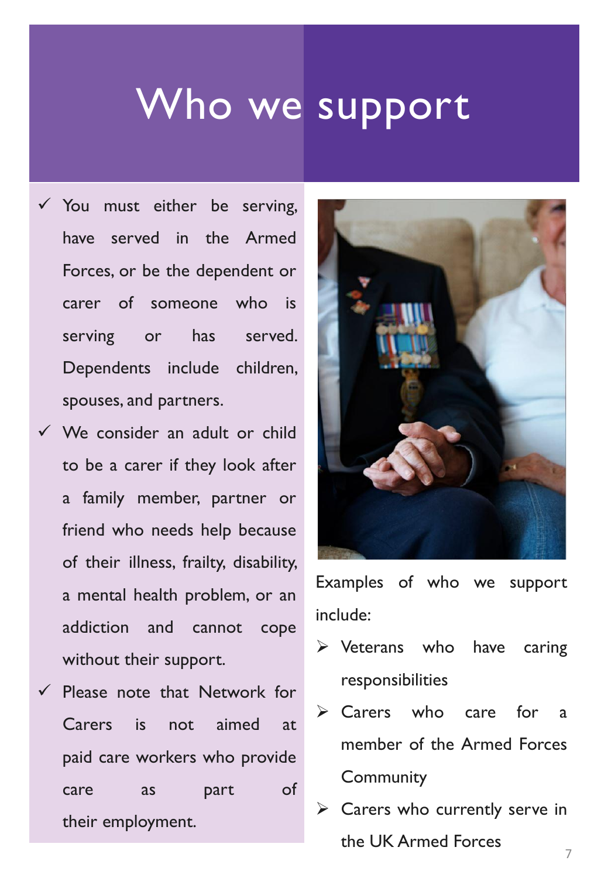# Who we support

- ✓ You must either be serving, have served in the Armed Forces, or be the dependent or carer of someone who is serving or has served. Dependents include children, spouses, and partners.
- ✓ We consider an adult or child to be a carer if they look after a family member, partner or friend who needs help because of their illness, frailty, disability, a mental health problem, or an addiction and cannot cope without their support.
- ✓ Please note that Network for Carers is not aimed at paid care workers who provide care as part of their employment.

Examples of who we support include:

- ➢ Veterans who have caring responsibilities
- ➢ Carers who care for a member of the Armed Forces Community
- ➢ Carers who currently serve in the UK Armed Forces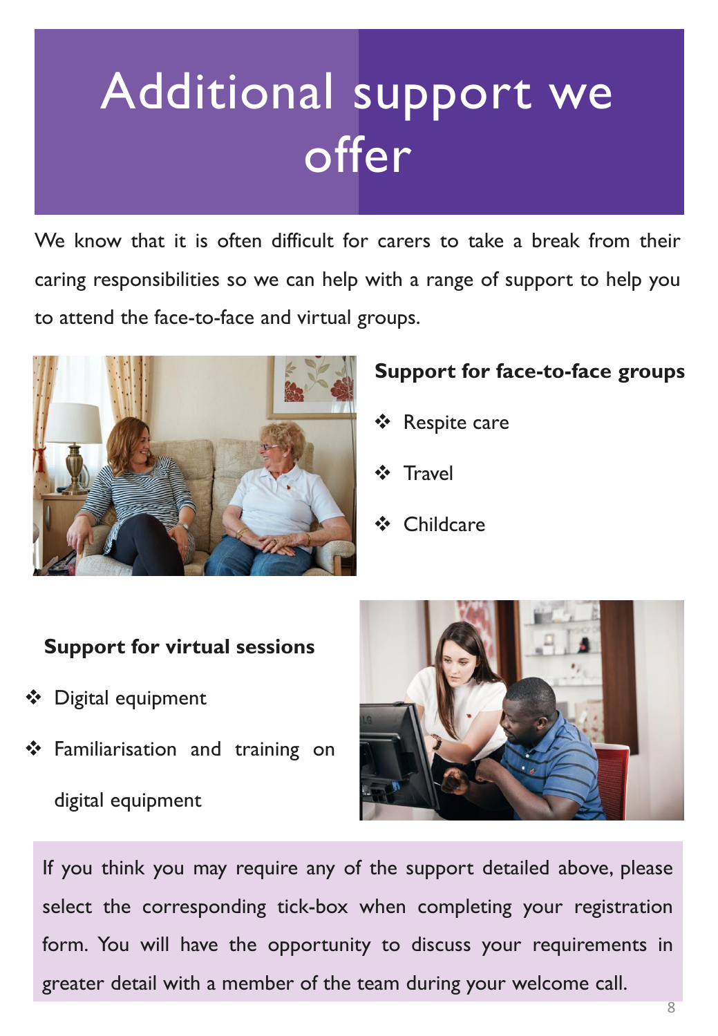# Additional support we offer

We know that it is often difficult for carers to take a break from their caring responsibilities so we can help with a range of support to help you to attend the face-to-face and virtual groups.

**Support for face-to-face groups**

- Respite care
- Travel
- Childcare

**Support for virtual sessions**

- Digital equipment
- Familiarisation and training on digital equipment

If you think you may require any of the support detailed above, please select the corresponding tick-box when completing your registration form. You will have the opportunity to discuss your requirements in greater detail with a member of the team during your welcome call.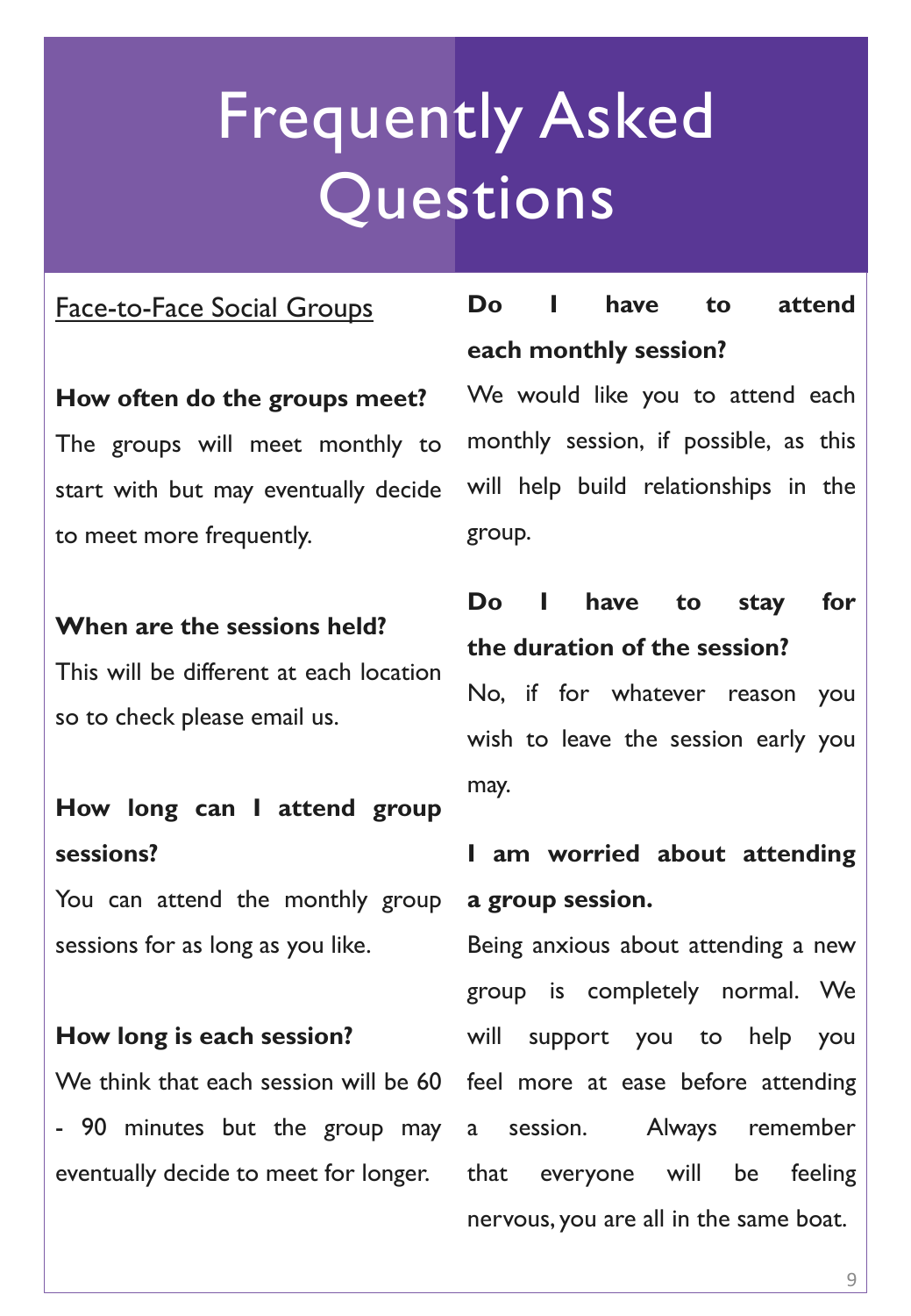# Frequently Asked Questions

## Face-to-Face Social Groups

**How often do the groups meet?**

The groups will meet monthly to start with but may eventually decide to meet more frequently.

**When are the sessions held?**

This will be different at each location so to check please email us.

**How long can I attend group sessions?**

You can attend the monthly group sessions for as long as you like.

**How long is each session?**

We think that each session will be 60 - 90 minutes but the group may eventually decide to meet for longer.

**Do I have to attend each monthly session?**

We would like you to attend each monthly session, if possible, as this will help build relationships in the group.

**Do I have to stay for the duration of the session?**

No, if for whatever reason you wish to leave the session early you may.

**I am worried about attending a group session.**

Being anxious about attending a new group is completely normal. We will support you to help you feel more at ease before attending a session. Always remember that everyone will be feeling nervous, you are all in the same boat.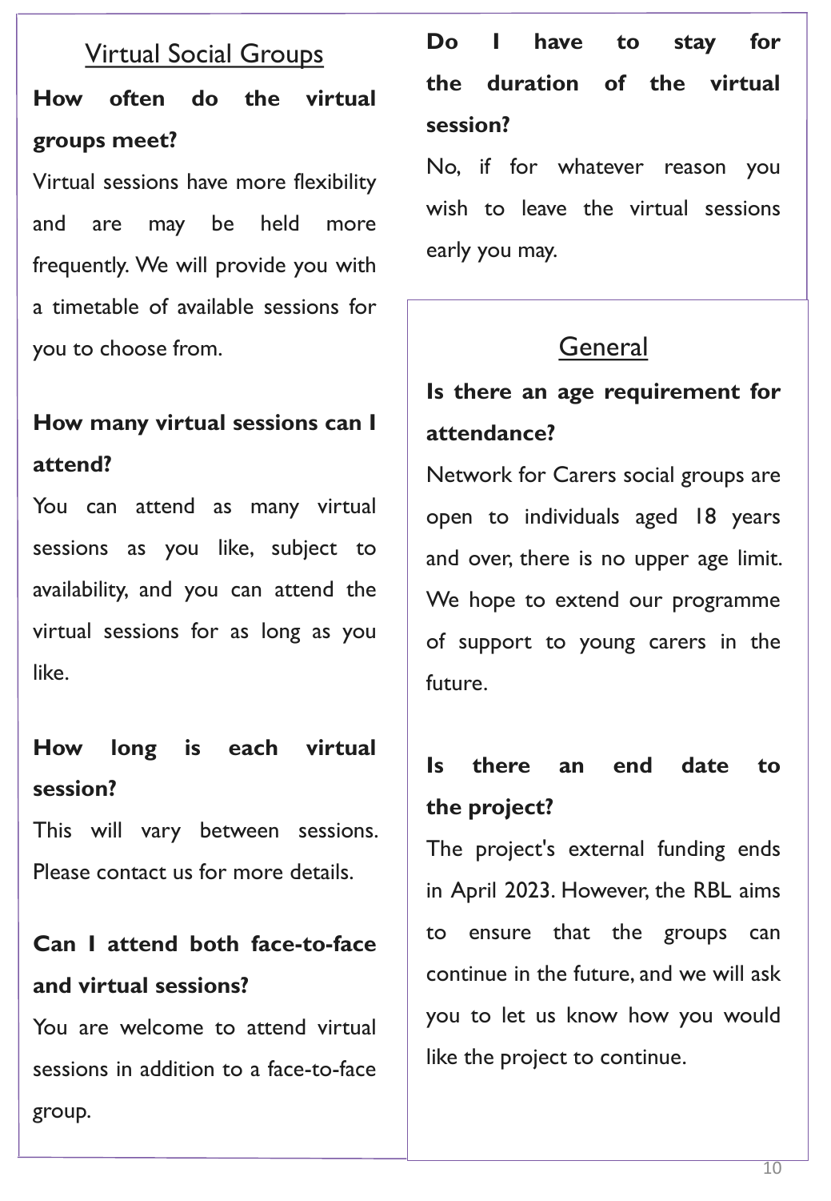## Virtual Social Groups

**How often do the virtual groups meet?**

Virtual sessions have more flexibility and are may be held more frequently. We will provide you with a timetable of available sessions for you to choose from.

**How many virtual sessions can I attend?**

You can attend as many virtual sessions as you like, subject to availability, and you can attend the virtual sessions for as long as you like.

**How long is each virtual session?**

This will vary between sessions. Please contact us for more details.

**Can I attend both face-to-face and virtual sessions?**

You are welcome to attend virtual sessions in addition to a face-to-face group.

**Do I have to stay for the duration of the virtual session?**

No, if for whatever reason you wish to leave the virtual sessions early you may.

## General

**Is there an age requirement for attendance?**

Network for Carers social groups are open to individuals aged 18 years and over, there is no upper age limit. We hope to extend our programme of support to young carers in the future.

**Is there an end date to the project?**

The project's external funding ends in April 2023. However, the RBL aims to ensure that the groups can continue in the future, and we will ask you to let us know how you would like the project to continue.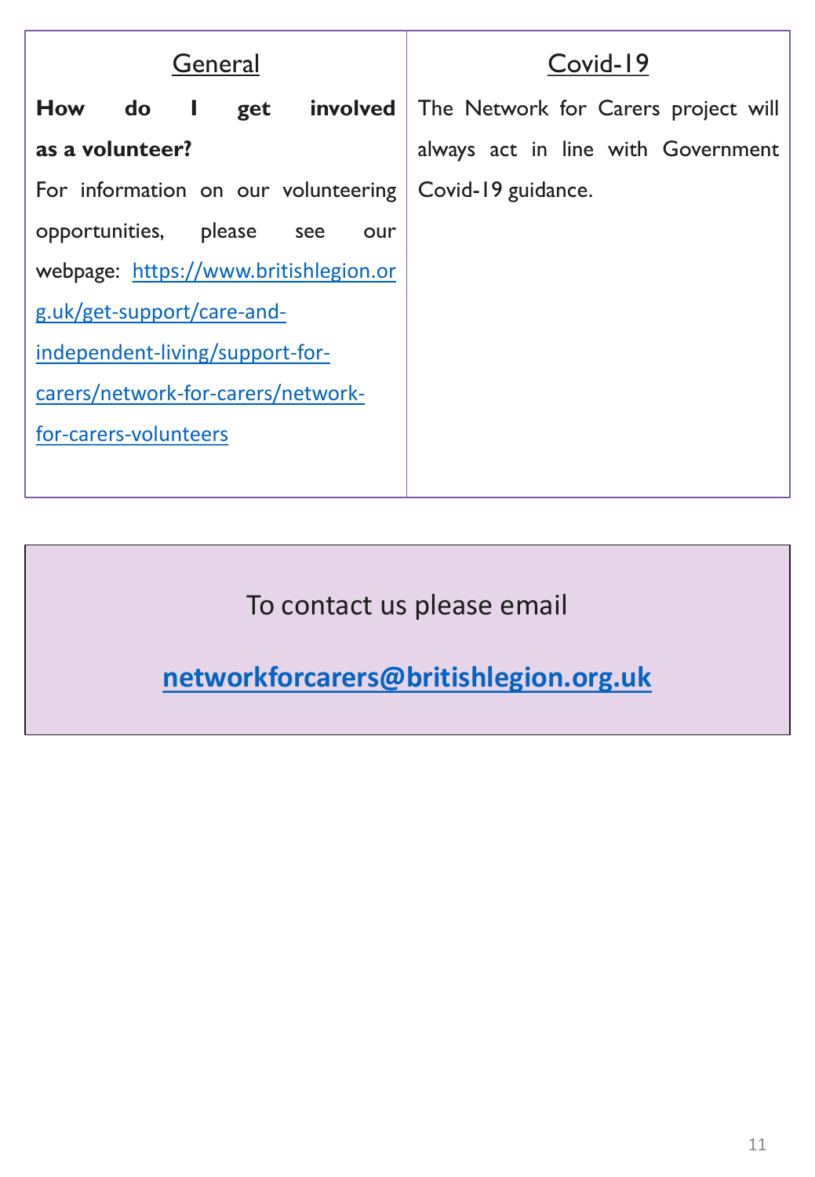## General

**How do I get involved as a volunteer?**

For information on our volunteering opportunities, please see our webpage: https://www.britishlegion.org.uk/get-support/care-and-independent-living/support-for-carers/network-for-carers/network-for-carers-volunteers

## Covid-19

The Network for Carers project will always act in line with Government Covid-19 guidance.

To contact us please email

**networkforcarers@britishlegion.org.uk**